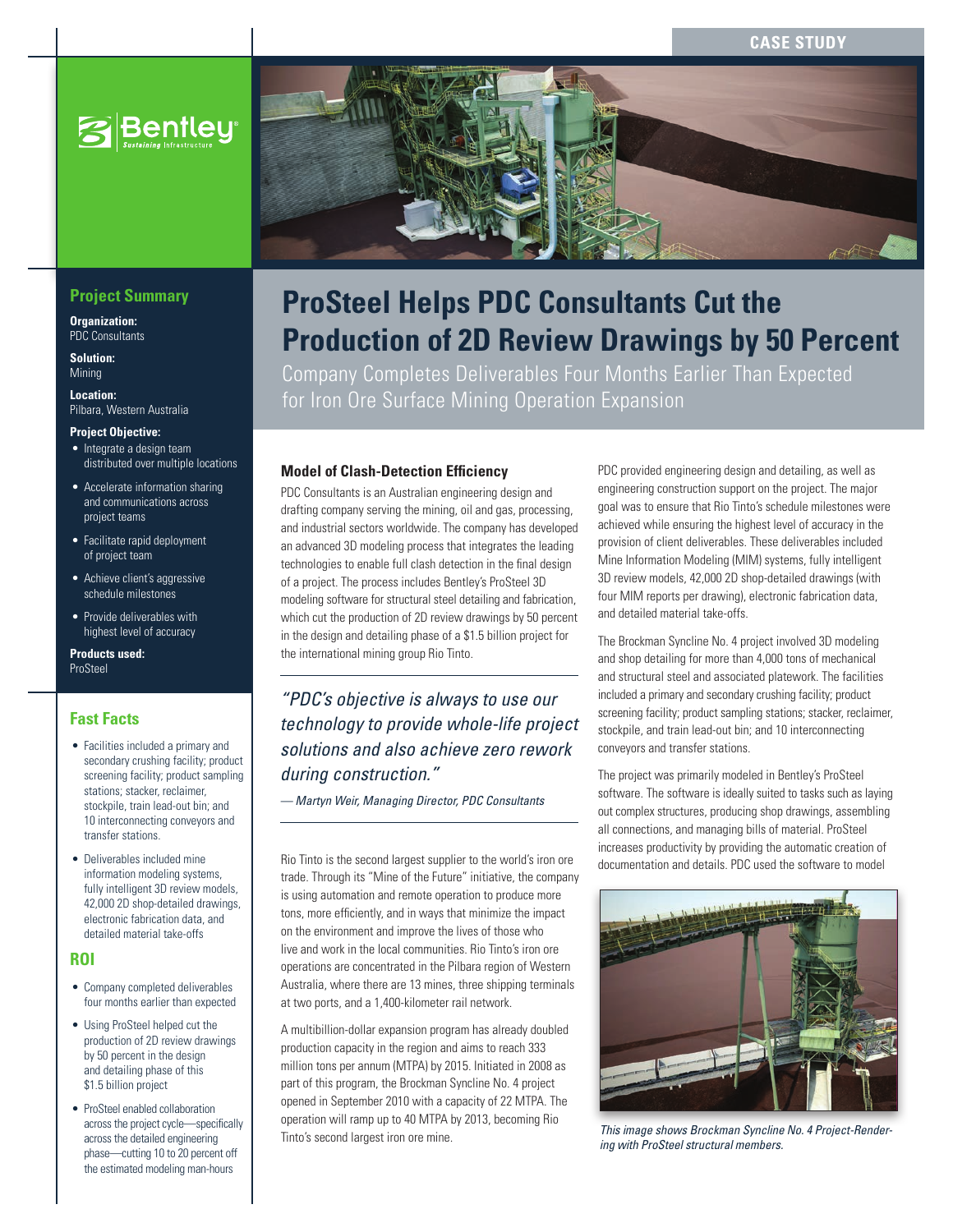CASE STUDY

# ProSteel Helps PDC Consultants Cut the Production of 2D Review Drawings by 50 Percent

Company Completes Deliverables Four Months Earlier Than Expected for Iron Ore Surface Mining Operation Expansion

## Project Summary

**Organization:**
PDC Consultants

**Solution:**
Mining

**Location:**
Pilbara, Western Australia

**Project Objective:**

- Integrate a design team distributed over multiple locations
- Accelerate information sharing and communications across project teams
- Facilitate rapid deployment of project team
- Achieve client's aggressive schedule milestones
- Provide deliverables with highest level of accuracy

**Products used:**
ProSteel

## Fast Facts

- Facilities included a primary and secondary crushing facility; product screening facility; product sampling stations; stacker, reclaimer, stockpile, train lead-out bin; and 10 interconnecting conveyors and transfer stations.
- Deliverables included mine information modeling systems, fully intelligent 3D review models, 42,000 2D shop-detailed drawings, electronic fabrication data, and detailed material take-offs

## ROI

- Company completed deliverables four months earlier than expected
- Using ProSteel helped cut the production of 2D review drawings by 50 percent in the design and detailing phase of this $1.5 billion project
- ProSteel enabled collaboration across the project cycle—specifically across the detailed engineering phase—cutting 10 to 20 percent off the estimated modeling man-hours

### Model of Clash-Detection Efficiency

PDC Consultants is an Australian engineering design and drafting company serving the mining, oil and gas, processing, and industrial sectors worldwide. The company has developed an advanced 3D modeling process that integrates the leading technologies to enable full clash detection in the final design of a project. The process includes Bentley's ProSteel 3D modeling software for structural steel detailing and fabrication, which cut the production of 2D review drawings by 50 percent in the design and detailing phase of a $1.5 billion project for the international mining group Rio Tinto.

> *"PDC's objective is always to use our technology to provide whole-life project solutions and also achieve zero rework during construction."*
>
> *— Martyn Weir, Managing Director, PDC Consultants*

Rio Tinto is the second largest supplier to the world's iron ore trade. Through its "Mine of the Future" initiative, the company is using automation and remote operation to produce more tons, more efficiently, and in ways that minimize the impact on the environment and improve the lives of those who live and work in the local communities. Rio Tinto's iron ore operations are concentrated in the Pilbara region of Western Australia, where there are 13 mines, three shipping terminals at two ports, and a 1,400-kilometer rail network.

A multibillion-dollar expansion program has already doubled production capacity in the region and aims to reach 333 million tons per annum (MTPA) by 2015. Initiated in 2008 as part of this program, the Brockman Syncline No. 4 project opened in September 2010 with a capacity of 22 MTPA. The operation will ramp up to 40 MTPA by 2013, becoming Rio Tinto's second largest iron ore mine.

PDC provided engineering design and detailing, as well as engineering construction support on the project. The major goal was to ensure that Rio Tinto's schedule milestones were achieved while ensuring the highest level of accuracy in the provision of client deliverables. These deliverables included Mine Information Modeling (MIM) systems, fully intelligent 3D review models, 42,000 2D shop-detailed drawings (with four MIM reports per drawing), electronic fabrication data, and detailed material take-offs.

The Brockman Syncline No. 4 project involved 3D modeling and shop detailing for more than 4,000 tons of mechanical and structural steel and associated platework. The facilities included a primary and secondary crushing facility; product screening facility; product sampling stations; stacker, reclaimer, stockpile, and train lead-out bin; and 10 interconnecting conveyors and transfer stations.

The project was primarily modeled in Bentley's ProSteel software. The software is ideally suited to tasks such as laying out complex structures, producing shop drawings, assembling all connections, and managing bills of material. ProSteel increases productivity by providing the automatic creation of documentation and details. PDC used the software to model

*This image shows Brockman Syncline No. 4 Project-Rendering with ProSteel structural members.*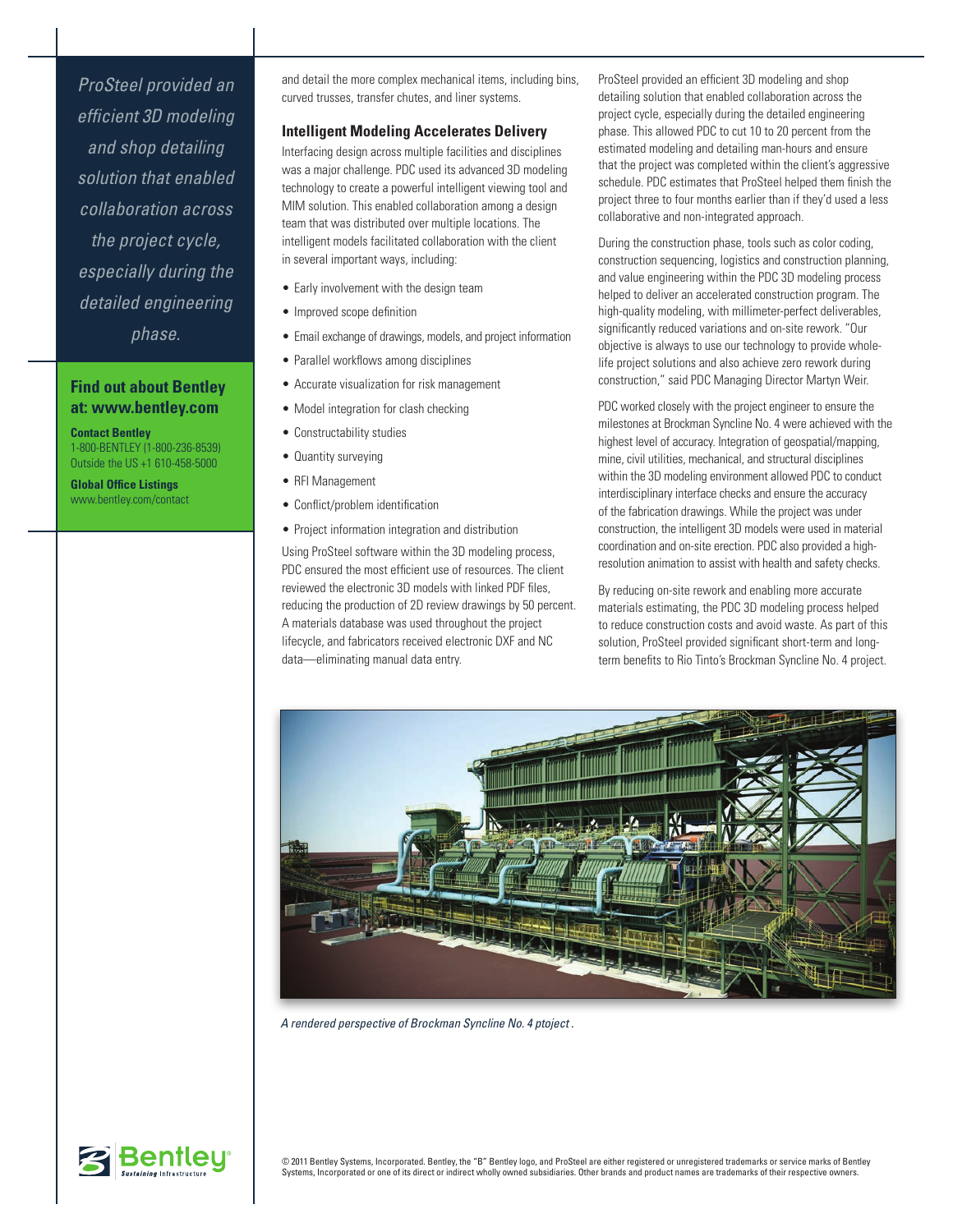*ProSteel provided an efficient 3D modeling and shop detailing solution that enabled collaboration across the project cycle, especially during the detailed engineering phase.*

**Find out about Bentley at: www.bentley.com**

**Contact Bentley**
1-800-BENTLEY (1-800-236-8539)
Outside the US +1 610-458-5000

**Global Office Listings**
www.bentley.com/contact

and detail the more complex mechanical items, including bins, curved trusses, transfer chutes, and liner systems.

### Intelligent Modeling Accelerates Delivery

Interfacing design across multiple facilities and disciplines was a major challenge. PDC used its advanced 3D modeling technology to create a powerful intelligent viewing tool and MIM solution. This enabled collaboration among a design team that was distributed over multiple locations. The intelligent models facilitated collaboration with the client in several important ways, including:

- Early involvement with the design team
- Improved scope definition
- Email exchange of drawings, models, and project information
- Parallel workflows among disciplines
- Accurate visualization for risk management
- Model integration for clash checking
- Constructability studies
- Quantity surveying
- RFI Management
- Conflict/problem identification
- Project information integration and distribution

Using ProSteel software within the 3D modeling process, PDC ensured the most efficient use of resources. The client reviewed the electronic 3D models with linked PDF files, reducing the production of 2D review drawings by 50 percent. A materials database was used throughout the project lifecycle, and fabricators received electronic DXF and NC data—eliminating manual data entry.

ProSteel provided an efficient 3D modeling and shop detailing solution that enabled collaboration across the project cycle, especially during the detailed engineering phase. This allowed PDC to cut 10 to 20 percent from the estimated modeling and detailing man-hours and ensure that the project was completed within the client's aggressive schedule. PDC estimates that ProSteel helped them finish the project three to four months earlier than if they'd used a less collaborative and non-integrated approach.

During the construction phase, tools such as color coding, construction sequencing, logistics and construction planning, and value engineering within the PDC 3D modeling process helped to deliver an accelerated construction program. The high-quality modeling, with millimeter-perfect deliverables, significantly reduced variations and on-site rework. "Our objective is always to use our technology to provide whole-life project solutions and also achieve zero rework during construction," said PDC Managing Director Martyn Weir.

PDC worked closely with the project engineer to ensure the milestones at Brockman Syncline No. 4 were achieved with the highest level of accuracy. Integration of geospatial/mapping, mine, civil utilities, mechanical, and structural disciplines within the 3D modeling environment allowed PDC to conduct interdisciplinary interface checks and ensure the accuracy of the fabrication drawings. While the project was under construction, the intelligent 3D models were used in material coordination and on-site erection. PDC also provided a high-resolution animation to assist with health and safety checks.

By reducing on-site rework and enabling more accurate materials estimating, the PDC 3D modeling process helped to reduce construction costs and avoid waste. As part of this solution, ProSteel provided significant short-term and long-term benefits to Rio Tinto's Brockman Syncline No. 4 project.

*A rendered perspective of Brockman Syncline No. 4 ptoject .*

© 2011 Bentley Systems, Incorporated. Bentley, the "B" Bentley logo, and ProSteel are either registered or unregistered trademarks or service marks of Bentley Systems, Incorporated or one of its direct or indirect wholly owned subsidiaries. Other brands and product names are trademarks of their respective owners.